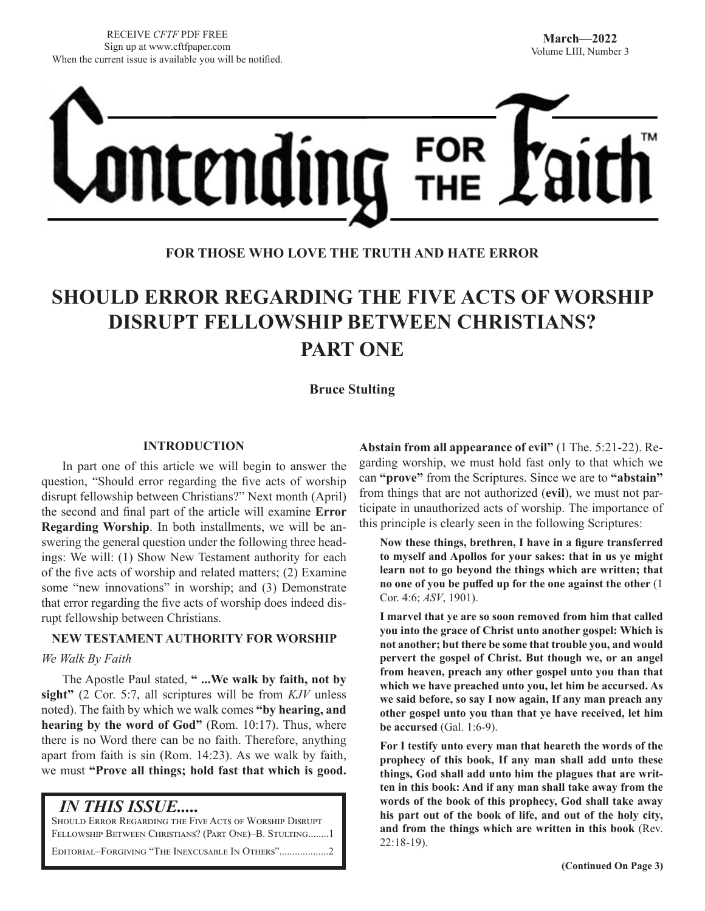RECEIVE *CFTF* PDF FREE
Sign up at www.cftfpaper.com
When the current issue is available you will be notified.

**March—2022**
Volume LIII, Number 3

# Contending FOR THE Faith™

**FOR THOSE WHO LOVE THE TRUTH AND HATE ERROR**

# SHOULD ERROR REGARDING THE FIVE ACTS OF WORSHIP DISRUPT FELLOWSHIP BETWEEN CHRISTIANS? PART ONE

**Bruce Stulting**

### INTRODUCTION

In part one of this article we will begin to answer the question, "Should error regarding the five acts of worship disrupt fellowship between Christians?" Next month (April) the second and final part of the article will examine **Error Regarding Worship**. In both installments, we will be answering the general question under the following three headings: We will: (1) Show New Testament authority for each of the five acts of worship and related matters; (2) Examine some "new innovations" in worship; and (3) Demonstrate that error regarding the five acts of worship does indeed disrupt fellowship between Christians.

### NEW TESTAMENT AUTHORITY FOR WORSHIP

*We Walk By Faith*

The Apostle Paul stated, **" ...We walk by faith, not by sight"** (2 Cor. 5:7, all scriptures will be from *KJV* unless noted). The faith by which we walk comes **"by hearing, and hearing by the word of God"** (Rom. 10:17). Thus, where there is no Word there can be no faith. Therefore, anything apart from faith is sin (Rom. 14:23). As we walk by faith, we must **"Prove all things; hold fast that which is good. Abstain from all appearance of evil"** (1 The. 5:21-22). Regarding worship, we must hold fast only to that which we can **"prove"** from the Scriptures. Since we are to **"abstain"** from things that are not authorized (**evil**), we must not participate in unauthorized acts of worship. The importance of this principle is clearly seen in the following Scriptures:

> **Now these things, brethren, I have in a figure transferred to myself and Apollos for your sakes: that in us ye might learn not to go beyond the things which are written; that no one of you be puffed up for the one against the other** (1 Cor. 4:6; *ASV*, 1901).

> **I marvel that ye are so soon removed from him that called you into the grace of Christ unto another gospel: Which is not another; but there be some that trouble you, and would pervert the gospel of Christ. But though we, or an angel from heaven, preach any other gospel unto you than that which we have preached unto you, let him be accursed. As we said before, so say I now again, If any man preach any other gospel unto you than that ye have received, let him be accursed** (Gal. 1:6-9).

> **For I testify unto every man that heareth the words of the prophecy of this book, If any man shall add unto these things, God shall add unto him the plagues that are written in this book: And if any man shall take away from the words of the book of this prophecy, God shall take away his part out of the book of life, and out of the holy city, and from the things which are written in this book** (Rev. 22:18-19).

**(Continued On Page 3)**

> ## *IN THIS ISSUE.....*
> Should Error Regarding the Five Acts of Worship Disrupt Fellowship Between Christians? (Part One)–B. Stulting........1
>
> Editorial–Forgiving "The Inexcusable In Others"..................2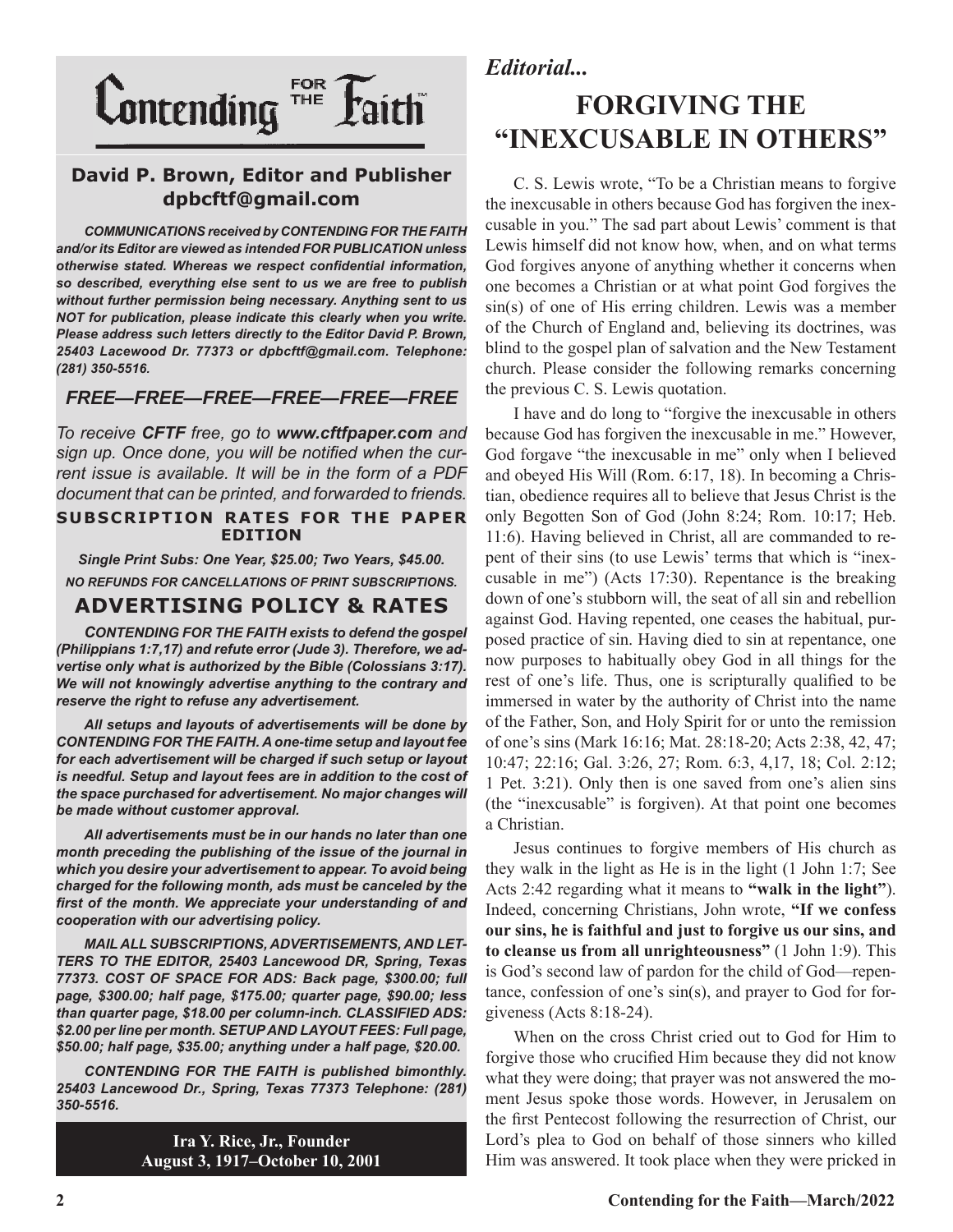# Contending FOR THE Faith™

**David P. Brown, Editor and Publisher**
**dpbcftf@gmail.com**

***COMMUNICATIONS received by CONTENDING FOR THE FAITH and/or its Editor are viewed as intended FOR PUBLICATION unless otherwise stated. Whereas we respect confidential information, so described, everything else sent to us we are free to publish without further permission being necessary. Anything sent to us NOT for publication, please indicate this clearly when you write. Please address such letters directly to the Editor David P. Brown, 25403 Lacewood Dr. 77373 or dpbcftf@gmail.com. Telephone: (281) 350-5516.***

## *FREE—FREE—FREE—FREE—FREE—FREE*

*To receive **CFTF** free, go to **www.cftfpaper.com** and sign up. Once done, you will be notified when the current issue is available. It will be in the form of a PDF document that can be printed, and forwarded to friends.*

**SUBSCRIPTION RATES FOR THE PAPER EDITION**

***Single Print Subs: One Year, $25.00; Two Years, $45.00.***

***NO REFUNDS FOR CANCELLATIONS OF PRINT SUBSCRIPTIONS.***

## ADVERTISING POLICY & RATES

***CONTENDING FOR THE FAITH exists to defend the gospel (Philippians 1:7,17) and refute error (Jude 3). Therefore, we advertise only what is authorized by the Bible (Colossians 3:17). We will not knowingly advertise anything to the contrary and reserve the right to refuse any advertisement.***

***All setups and layouts of advertisements will be done by CONTENDING FOR THE FAITH. A one-time setup and layout fee for each advertisement will be charged if such setup or layout is needful. Setup and layout fees are in addition to the cost of the space purchased for advertisement. No major changes will be made without customer approval.***

***All advertisements must be in our hands no later than one month preceding the publishing of the issue of the journal in which you desire your advertisement to appear. To avoid being charged for the following month, ads must be canceled by the first of the month. We appreciate your understanding of and cooperation with our advertising policy.***

***MAIL ALL SUBSCRIPTIONS, ADVERTISEMENTS, AND LETTERS TO THE EDITOR, 25403 Lancewood DR, Spring, Texas 77373. COST OF SPACE FOR ADS: Back page, $300.00; full page, $300.00; half page, $175.00; quarter page, $90.00; less than quarter page, $18.00 per column-inch. CLASSIFIED ADS: $2.00 per line per month. SETUP AND LAYOUT FEES: Full page, $50.00; half page, $35.00; anything under a half page, $20.00.***

***CONTENDING FOR THE FAITH is published bimonthly. 25403 Lancewood Dr., Spring, Texas 77373 Telephone: (281) 350-5516.***

**Ira Y. Rice, Jr., Founder**
**August 3, 1917–October 10, 2001**

*Editorial...*

# FORGIVING THE "INEXCUSABLE IN OTHERS"

C. S. Lewis wrote, "To be a Christian means to forgive the inexcusable in others because God has forgiven the inexcusable in you." The sad part about Lewis' comment is that Lewis himself did not know how, when, and on what terms God forgives anyone of anything whether it concerns when one becomes a Christian or at what point God forgives the sin(s) of one of His erring children. Lewis was a member of the Church of England and, believing its doctrines, was blind to the gospel plan of salvation and the New Testament church. Please consider the following remarks concerning the previous C. S. Lewis quotation.

I have and do long to "forgive the inexcusable in others because God has forgiven the inexcusable in me." However, God forgave "the inexcusable in me" only when I believed and obeyed His Will (Rom. 6:17, 18). In becoming a Christian, obedience requires all to believe that Jesus Christ is the only Begotten Son of God (John 8:24; Rom. 10:17; Heb. 11:6). Having believed in Christ, all are commanded to repent of their sins (to use Lewis' terms that which is "inexcusable in me") (Acts 17:30). Repentance is the breaking down of one's stubborn will, the seat of all sin and rebellion against God. Having repented, one ceases the habitual, purposed practice of sin. Having died to sin at repentance, one now purposes to habitually obey God in all things for the rest of one's life. Thus, one is scripturally qualified to be immersed in water by the authority of Christ into the name of the Father, Son, and Holy Spirit for or unto the remission of one's sins (Mark 16:16; Mat. 28:18-20; Acts 2:38, 42, 47; 10:47; 22:16; Gal. 3:26, 27; Rom. 6:3, 4,17, 18; Col. 2:12; 1 Pet. 3:21). Only then is one saved from one's alien sins (the "inexcusable" is forgiven). At that point one becomes a Christian.

Jesus continues to forgive members of His church as they walk in the light as He is in the light (1 John 1:7; See Acts 2:42 regarding what it means to **"walk in the light"**). Indeed, concerning Christians, John wrote, **"If we confess our sins, he is faithful and just to forgive us our sins, and to cleanse us from all unrighteousness"** (1 John 1:9). This is God's second law of pardon for the child of God—repentance, confession of one's sin(s), and prayer to God for forgiveness (Acts 8:18-24).

When on the cross Christ cried out to God for Him to forgive those who crucified Him because they did not know what they were doing; that prayer was not answered the moment Jesus spoke those words. However, in Jerusalem on the first Pentecost following the resurrection of Christ, our Lord's plea to God on behalf of those sinners who killed Him was answered. It took place when they were pricked in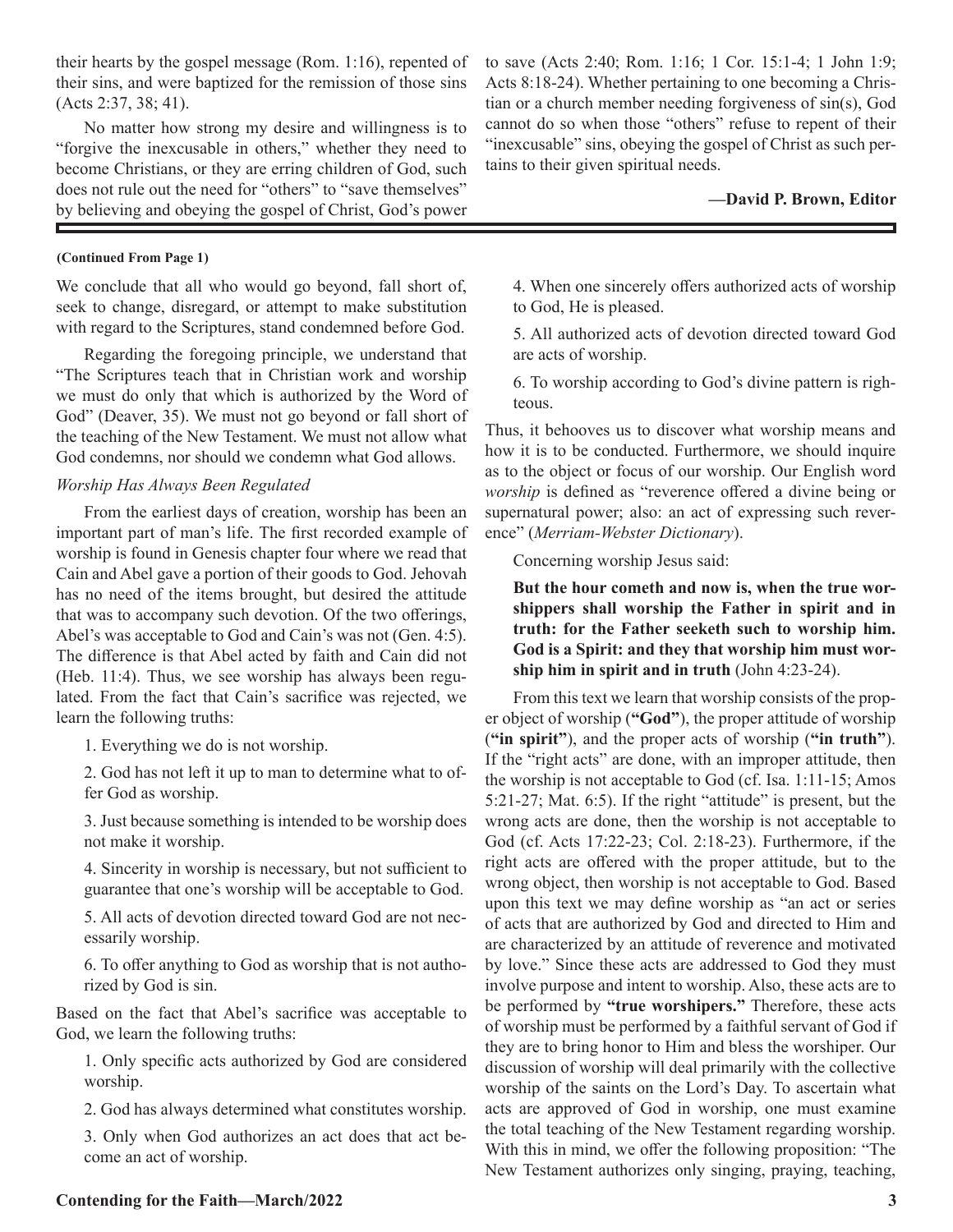their hearts by the gospel message (Rom. 1:16), repented of their sins, and were baptized for the remission of those sins (Acts 2:37, 38; 41).

No matter how strong my desire and willingness is to "forgive the inexcusable in others," whether they need to become Christians, or they are erring children of God, such does not rule out the need for "others" to "save themselves" by believing and obeying the gospel of Christ, God's power to save (Acts 2:40; Rom. 1:16; 1 Cor. 15:1-4; 1 John 1:9; Acts 8:18-24). Whether pertaining to one becoming a Christian or a church member needing forgiveness of sin(s), God cannot do so when those "others" refuse to repent of their "inexcusable" sins, obeying the gospel of Christ as such pertains to their given spiritual needs.

**—David P. Brown, Editor**

---

**(Continued From Page 1)**

We conclude that all who would go beyond, fall short of, seek to change, disregard, or attempt to make substitution with regard to the Scriptures, stand condemned before God.

Regarding the foregoing principle, we understand that "The Scriptures teach that in Christian work and worship we must do only that which is authorized by the Word of God" (Deaver, 35). We must not go beyond or fall short of the teaching of the New Testament. We must not allow what God condemns, nor should we condemn what God allows.

*Worship Has Always Been Regulated*

From the earliest days of creation, worship has been an important part of man's life. The first recorded example of worship is found in Genesis chapter four where we read that Cain and Abel gave a portion of their goods to God. Jehovah has no need of the items brought, but desired the attitude that was to accompany such devotion. Of the two offerings, Abel's was acceptable to God and Cain's was not (Gen. 4:5). The difference is that Abel acted by faith and Cain did not (Heb. 11:4). Thus, we see worship has always been regulated. From the fact that Cain's sacrifice was rejected, we learn the following truths:

1. Everything we do is not worship.
2. God has not left it up to man to determine what to offer God as worship.
3. Just because something is intended to be worship does not make it worship.
4. Sincerity in worship is necessary, but not sufficient to guarantee that one's worship will be acceptable to God.
5. All acts of devotion directed toward God are not necessarily worship.
6. To offer anything to God as worship that is not authorized by God is sin.

Based on the fact that Abel's sacrifice was acceptable to God, we learn the following truths:

1. Only specific acts authorized by God are considered worship.
2. God has always determined what constitutes worship.
3. Only when God authorizes an act does that act become an act of worship.
4. When one sincerely offers authorized acts of worship to God, He is pleased.
5. All authorized acts of devotion directed toward God are acts of worship.
6. To worship according to God's divine pattern is righteous.

Thus, it behooves us to discover what worship means and how it is to be conducted. Furthermore, we should inquire as to the object or focus of our worship. Our English word *worship* is defined as "reverence offered a divine being or supernatural power; also: an act of expressing such reverence" (*Merriam-Webster Dictionary*).

Concerning worship Jesus said:

> **But the hour cometh and now is, when the true worshippers shall worship the Father in spirit and in truth: for the Father seeketh such to worship him. God is a Spirit: and they that worship him must worship him in spirit and in truth** (John 4:23-24).

From this text we learn that worship consists of the proper object of worship (**"God"**), the proper attitude of worship (**"in spirit"**), and the proper acts of worship (**"in truth"**). If the "right acts" are done, with an improper attitude, then the worship is not acceptable to God (cf. Isa. 1:11-15; Amos 5:21-27; Mat. 6:5). If the right "attitude" is present, but the wrong acts are done, then the worship is not acceptable to God (cf. Acts 17:22-23; Col. 2:18-23). Furthermore, if the right acts are offered with the proper attitude, but to the wrong object, then worship is not acceptable to God. Based upon this text we may define worship as "an act or series of acts that are authorized by God and directed to Him and are characterized by an attitude of reverence and motivated by love." Since these acts are addressed to God they must involve purpose and intent to worship. Also, these acts are to be performed by **"true worshipers."** Therefore, these acts of worship must be performed by a faithful servant of God if they are to bring honor to Him and bless the worshiper. Our discussion of worship will deal primarily with the collective worship of the saints on the Lord's Day. To ascertain what acts are approved of God in worship, one must examine the total teaching of the New Testament regarding worship. With this in mind, we offer the following proposition: "The New Testament authorizes only singing, praying, teaching,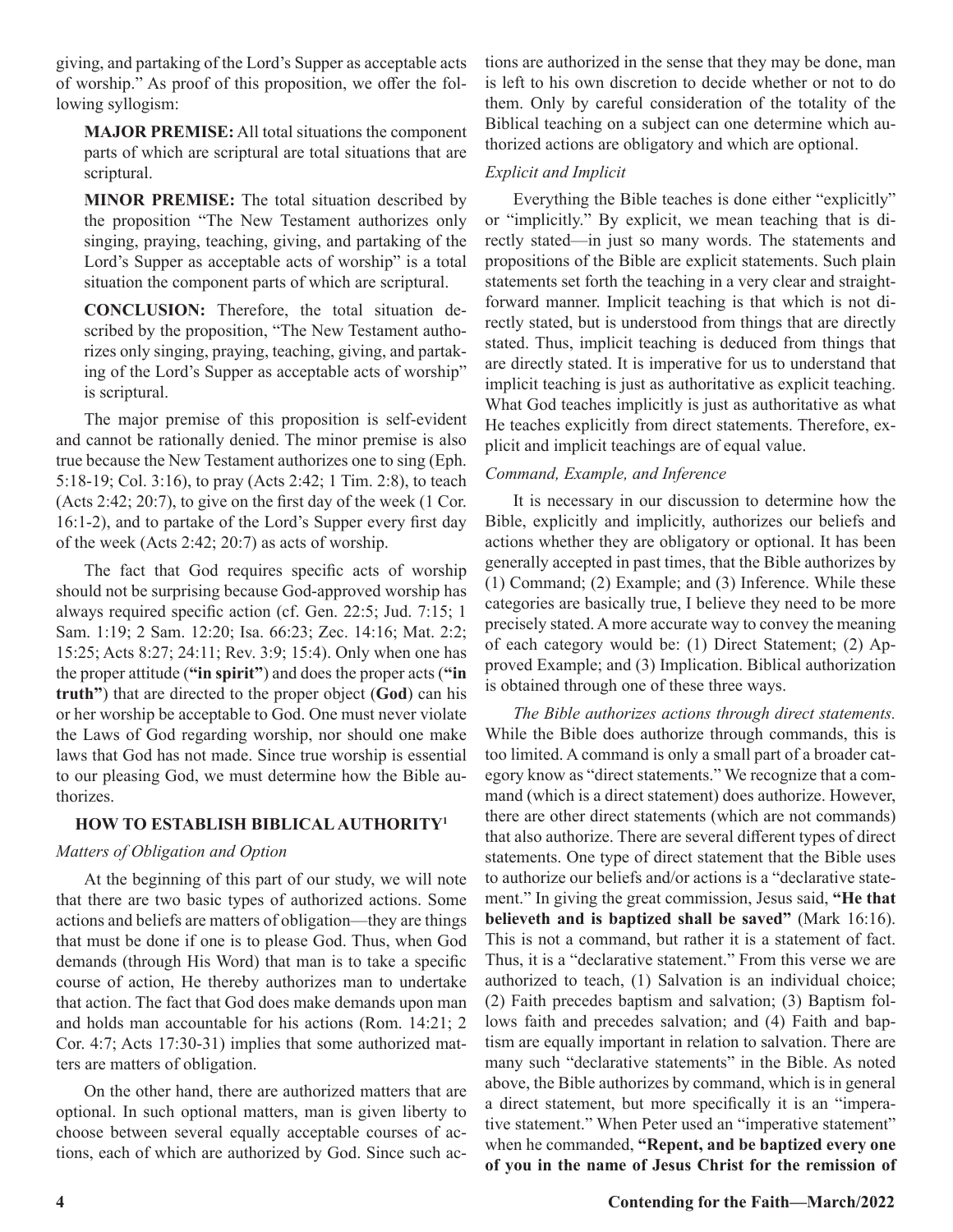giving, and partaking of the Lord's Supper as acceptable acts of worship." As proof of this proposition, we offer the following syllogism:

**MAJOR PREMISE:** All total situations the component parts of which are scriptural are total situations that are scriptural.

**MINOR PREMISE:** The total situation described by the proposition "The New Testament authorizes only singing, praying, teaching, giving, and partaking of the Lord's Supper as acceptable acts of worship" is a total situation the component parts of which are scriptural.

**CONCLUSION:** Therefore, the total situation described by the proposition, "The New Testament authorizes only singing, praying, teaching, giving, and partaking of the Lord's Supper as acceptable acts of worship" is scriptural.

The major premise of this proposition is self-evident and cannot be rationally denied. The minor premise is also true because the New Testament authorizes one to sing (Eph. 5:18-19; Col. 3:16), to pray (Acts 2:42; 1 Tim. 2:8), to teach (Acts 2:42; 20:7), to give on the first day of the week (1 Cor. 16:1-2), and to partake of the Lord's Supper every first day of the week (Acts 2:42; 20:7) as acts of worship.

The fact that God requires specific acts of worship should not be surprising because God-approved worship has always required specific action (cf. Gen. 22:5; Jud. 7:15; 1 Sam. 1:19; 2 Sam. 12:20; Isa. 66:23; Zec. 14:16; Mat. 2:2; 15:25; Acts 8:27; 24:11; Rev. 3:9; 15:4). Only when one has the proper attitude (**"in spirit"**) and does the proper acts (**"in truth"**) that are directed to the proper object (**God**) can his or her worship be acceptable to God. One must never violate the Laws of God regarding worship, nor should one make laws that God has not made. Since true worship is essential to our pleasing God, we must determine how the Bible authorizes.

## HOW TO ESTABLISH BIBLICAL AUTHORITY[1]

*Matters of Obligation and Option*

At the beginning of this part of our study, we will note that there are two basic types of authorized actions. Some actions and beliefs are matters of obligation—they are things that must be done if one is to please God. Thus, when God demands (through His Word) that man is to take a specific course of action, He thereby authorizes man to undertake that action. The fact that God does make demands upon man and holds man accountable for his actions (Rom. 14:21; 2 Cor. 4:7; Acts 17:30-31) implies that some authorized matters are matters of obligation.

On the other hand, there are authorized matters that are optional. In such optional matters, man is given liberty to choose between several equally acceptable courses of actions, each of which are authorized by God. Since such actions are authorized in the sense that they may be done, man is left to his own discretion to decide whether or not to do them. Only by careful consideration of the totality of the Biblical teaching on a subject can one determine which authorized actions are obligatory and which are optional.

*Explicit and Implicit*

Everything the Bible teaches is done either "explicitly" or "implicitly." By explicit, we mean teaching that is directly stated—in just so many words. The statements and propositions of the Bible are explicit statements. Such plain statements set forth the teaching in a very clear and straightforward manner. Implicit teaching is that which is not directly stated, but is understood from things that are directly stated. Thus, implicit teaching is deduced from things that are directly stated. It is imperative for us to understand that implicit teaching is just as authoritative as explicit teaching. What God teaches implicitly is just as authoritative as what He teaches explicitly from direct statements. Therefore, explicit and implicit teachings are of equal value.

*Command, Example, and Inference*

It is necessary in our discussion to determine how the Bible, explicitly and implicitly, authorizes our beliefs and actions whether they are obligatory or optional. It has been generally accepted in past times, that the Bible authorizes by (1) Command; (2) Example; and (3) Inference. While these categories are basically true, I believe they need to be more precisely stated. A more accurate way to convey the meaning of each category would be: (1) Direct Statement; (2) Approved Example; and (3) Implication. Biblical authorization is obtained through one of these three ways.

*The Bible authorizes actions through direct statements.* While the Bible does authorize through commands, this is too limited. A command is only a small part of a broader category know as "direct statements." We recognize that a command (which is a direct statement) does authorize. However, there are other direct statements (which are not commands) that also authorize. There are several different types of direct statements. One type of direct statement that the Bible uses to authorize our beliefs and/or actions is a "declarative statement." In giving the great commission, Jesus said, **"He that believeth and is baptized shall be saved"** (Mark 16:16). This is not a command, but rather it is a statement of fact. Thus, it is a "declarative statement." From this verse we are authorized to teach, (1) Salvation is an individual choice; (2) Faith precedes baptism and salvation; (3) Baptism follows faith and precedes salvation; and (4) Faith and baptism are equally important in relation to salvation. There are many such "declarative statements" in the Bible. As noted above, the Bible authorizes by command, which is in general a direct statement, but more specifically it is an "imperative statement." When Peter used an "imperative statement" when he commanded, **"Repent, and be baptized every one of you in the name of Jesus Christ for the remission of**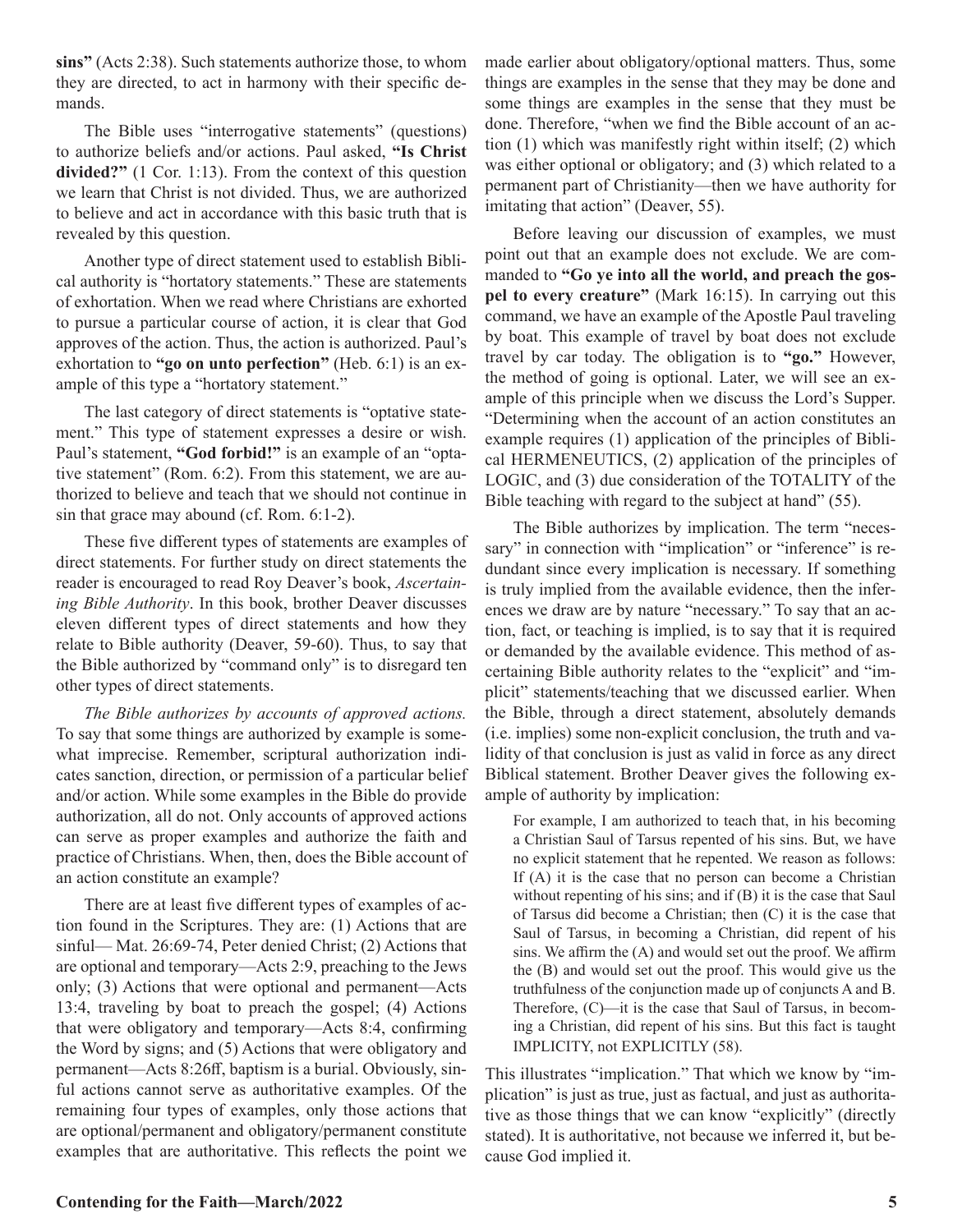**sins"** (Acts 2:38). Such statements authorize those, to whom they are directed, to act in harmony with their specific demands.

The Bible uses "interrogative statements" (questions) to authorize beliefs and/or actions. Paul asked, **"Is Christ divided?"** (1 Cor. 1:13). From the context of this question we learn that Christ is not divided. Thus, we are authorized to believe and act in accordance with this basic truth that is revealed by this question.

Another type of direct statement used to establish Biblical authority is "hortatory statements." These are statements of exhortation. When we read where Christians are exhorted to pursue a particular course of action, it is clear that God approves of the action. Thus, the action is authorized. Paul's exhortation to **"go on unto perfection"** (Heb. 6:1) is an example of this type a "hortatory statement."

The last category of direct statements is "optative statement." This type of statement expresses a desire or wish. Paul's statement, **"God forbid!"** is an example of an "optative statement" (Rom. 6:2). From this statement, we are authorized to believe and teach that we should not continue in sin that grace may abound (cf. Rom. 6:1-2).

These five different types of statements are examples of direct statements. For further study on direct statements the reader is encouraged to read Roy Deaver's book, *Ascertaining Bible Authority*. In this book, brother Deaver discusses eleven different types of direct statements and how they relate to Bible authority (Deaver, 59-60). Thus, to say that the Bible authorized by "command only" is to disregard ten other types of direct statements.

*The Bible authorizes by accounts of approved actions.* To say that some things are authorized by example is somewhat imprecise. Remember, scriptural authorization indicates sanction, direction, or permission of a particular belief and/or action. While some examples in the Bible do provide authorization, all do not. Only accounts of approved actions can serve as proper examples and authorize the faith and practice of Christians. When, then, does the Bible account of an action constitute an example?

There are at least five different types of examples of action found in the Scriptures. They are: (1) Actions that are sinful— Mat. 26:69-74, Peter denied Christ; (2) Actions that are optional and temporary—Acts 2:9, preaching to the Jews only; (3) Actions that were optional and permanent—Acts 13:4, traveling by boat to preach the gospel; (4) Actions that were obligatory and temporary—Acts 8:4, confirming the Word by signs; and (5) Actions that were obligatory and permanent—Acts 8:26ff, baptism is a burial. Obviously, sinful actions cannot serve as authoritative examples. Of the remaining four types of examples, only those actions that are optional/permanent and obligatory/permanent constitute examples that are authoritative. This reflects the point we made earlier about obligatory/optional matters. Thus, some things are examples in the sense that they may be done and some things are examples in the sense that they must be done. Therefore, "when we find the Bible account of an action (1) which was manifestly right within itself; (2) which was either optional or obligatory; and (3) which related to a permanent part of Christianity—then we have authority for imitating that action" (Deaver, 55).

Before leaving our discussion of examples, we must point out that an example does not exclude. We are commanded to **"Go ye into all the world, and preach the gospel to every creature"** (Mark 16:15). In carrying out this command, we have an example of the Apostle Paul traveling by boat. This example of travel by boat does not exclude travel by car today. The obligation is to **"go."** However, the method of going is optional. Later, we will see an example of this principle when we discuss the Lord's Supper. "Determining when the account of an action constitutes an example requires (1) application of the principles of Biblical HERMENEUTICS, (2) application of the principles of LOGIC, and (3) due consideration of the TOTALITY of the Bible teaching with regard to the subject at hand" (55).

The Bible authorizes by implication. The term "necessary" in connection with "implication" or "inference" is redundant since every implication is necessary. If something is truly implied from the available evidence, then the inferences we draw are by nature "necessary." To say that an action, fact, or teaching is implied, is to say that it is required or demanded by the available evidence. This method of ascertaining Bible authority relates to the "explicit" and "implicit" statements/teaching that we discussed earlier. When the Bible, through a direct statement, absolutely demands (i.e. implies) some non-explicit conclusion, the truth and validity of that conclusion is just as valid in force as any direct Biblical statement. Brother Deaver gives the following example of authority by implication:

> For example, I am authorized to teach that, in his becoming a Christian Saul of Tarsus repented of his sins. But, we have no explicit statement that he repented. We reason as follows: If (A) it is the case that no person can become a Christian without repenting of his sins; and if (B) it is the case that Saul of Tarsus did become a Christian; then (C) it is the case that Saul of Tarsus, in becoming a Christian, did repent of his sins. We affirm the (A) and would set out the proof. We affirm the (B) and would set out the proof. This would give us the truthfulness of the conjunction made up of conjuncts A and B. Therefore, (C)—it is the case that Saul of Tarsus, in becoming a Christian, did repent of his sins. But this fact is taught IMPLICITY, not EXPLICITLY (58).

This illustrates "implication." That which we know by "implication" is just as true, just as factual, and just as authoritative as those things that we can know "explicitly" (directly stated). It is authoritative, not because we inferred it, but because God implied it.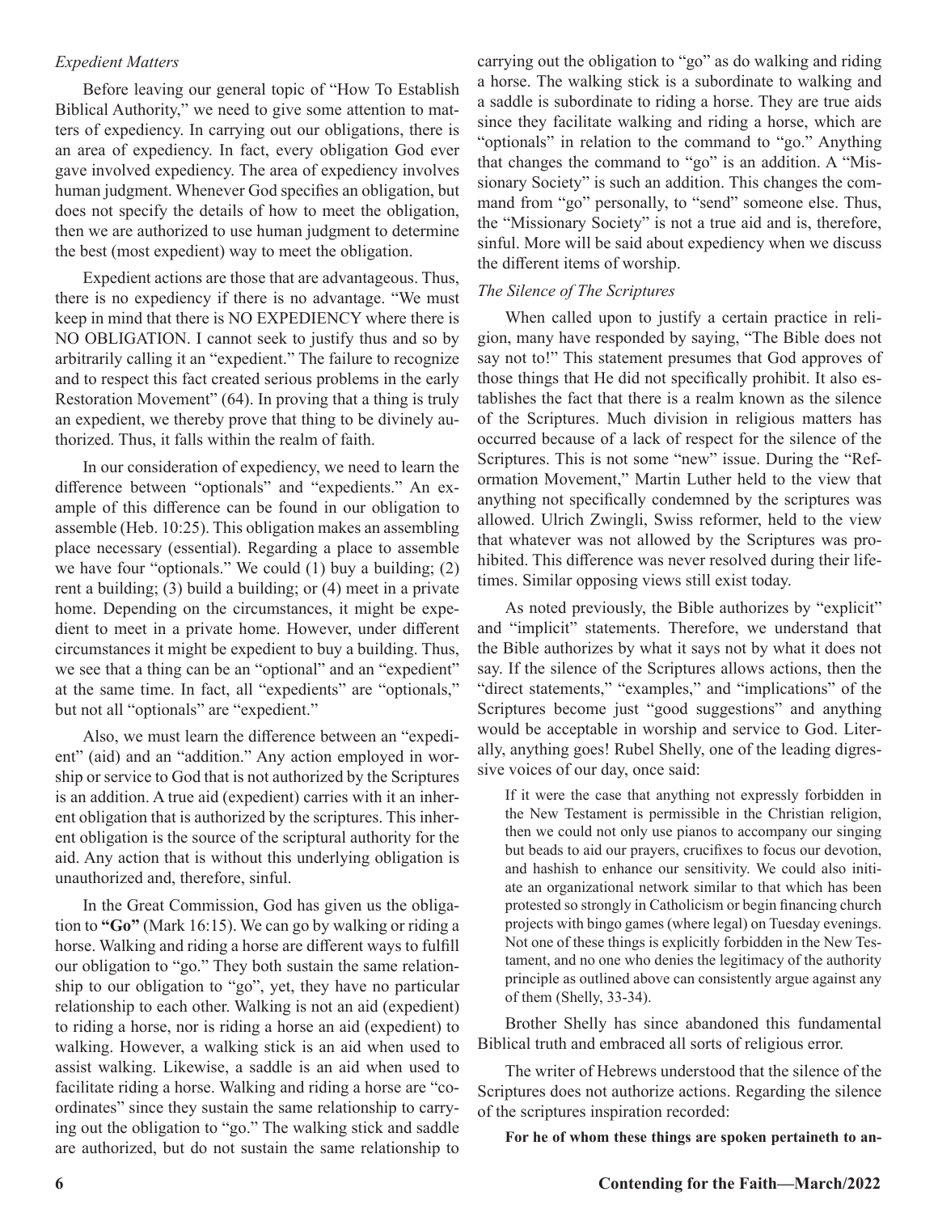### *Expedient Matters*

Before leaving our general topic of "How To Establish Biblical Authority," we need to give some attention to matters of expediency. In carrying out our obligations, there is an area of expediency. In fact, every obligation God ever gave involved expediency. The area of expediency involves human judgment. Whenever God specifies an obligation, but does not specify the details of how to meet the obligation, then we are authorized to use human judgment to determine the best (most expedient) way to meet the obligation.

Expedient actions are those that are advantageous. Thus, there is no expediency if there is no advantage. "We must keep in mind that there is NO EXPEDIENCY where there is NO OBLIGATION. I cannot seek to justify thus and so by arbitrarily calling it an "expedient." The failure to recognize and to respect this fact created serious problems in the early Restoration Movement" (64). In proving that a thing is truly an expedient, we thereby prove that thing to be divinely authorized. Thus, it falls within the realm of faith.

In our consideration of expediency, we need to learn the difference between "optionals" and "expedients." An example of this difference can be found in our obligation to assemble (Heb. 10:25). This obligation makes an assembling place necessary (essential). Regarding a place to assemble we have four "optionals." We could (1) buy a building; (2) rent a building; (3) build a building; or (4) meet in a private home. Depending on the circumstances, it might be expedient to meet in a private home. However, under different circumstances it might be expedient to buy a building. Thus, we see that a thing can be an "optional" and an "expedient" at the same time. In fact, all "expedients" are "optionals," but not all "optionals" are "expedient."

Also, we must learn the difference between an "expedient" (aid) and an "addition." Any action employed in worship or service to God that is not authorized by the Scriptures is an addition. A true aid (expedient) carries with it an inherent obligation that is authorized by the scriptures. This inherent obligation is the source of the scriptural authority for the aid. Any action that is without this underlying obligation is unauthorized and, therefore, sinful.

In the Great Commission, God has given us the obligation to **"Go"** (Mark 16:15). We can go by walking or riding a horse. Walking and riding a horse are different ways to fulfill our obligation to "go." They both sustain the same relationship to our obligation to "go", yet, they have no particular relationship to each other. Walking is not an aid (expedient) to riding a horse, nor is riding a horse an aid (expedient) to walking. However, a walking stick is an aid when used to assist walking. Likewise, a saddle is an aid when used to facilitate riding a horse. Walking and riding a horse are "coordinates" since they sustain the same relationship to carrying out the obligation to "go." The walking stick and saddle are authorized, but do not sustain the same relationship to carrying out the obligation to "go" as do walking and riding a horse. The walking stick is a subordinate to walking and a saddle is subordinate to riding a horse. They are true aids since they facilitate walking and riding a horse, which are "optionals" in relation to the command to "go." Anything that changes the command to "go" is an addition. A "Missionary Society" is such an addition. This changes the command from "go" personally, to "send" someone else. Thus, the "Missionary Society" is not a true aid and is, therefore, sinful. More will be said about expediency when we discuss the different items of worship.

### *The Silence of The Scriptures*

When called upon to justify a certain practice in religion, many have responded by saying, "The Bible does not say not to!" This statement presumes that God approves of those things that He did not specifically prohibit. It also establishes the fact that there is a realm known as the silence of the Scriptures. Much division in religious matters has occurred because of a lack of respect for the silence of the Scriptures. This is not some "new" issue. During the "Reformation Movement," Martin Luther held to the view that anything not specifically condemned by the scriptures was allowed. Ulrich Zwingli, Swiss reformer, held to the view that whatever was not allowed by the Scriptures was prohibited. This difference was never resolved during their lifetimes. Similar opposing views still exist today.

As noted previously, the Bible authorizes by "explicit" and "implicit" statements. Therefore, we understand that the Bible authorizes by what it says not by what it does not say. If the silence of the Scriptures allows actions, then the "direct statements," "examples," and "implications" of the Scriptures become just "good suggestions" and anything would be acceptable in worship and service to God. Literally, anything goes! Rubel Shelly, one of the leading digressive voices of our day, once said:

> If it were the case that anything not expressly forbidden in the New Testament is permissible in the Christian religion, then we could not only use pianos to accompany our singing but beads to aid our prayers, crucifixes to focus our devotion, and hashish to enhance our sensitivity. We could also initiate an organizational network similar to that which has been protested so strongly in Catholicism or begin financing church projects with bingo games (where legal) on Tuesday evenings. Not one of these things is explicitly forbidden in the New Testament, and no one who denies the legitimacy of the authority principle as outlined above can consistently argue against any of them (Shelly, 33-34).

Brother Shelly has since abandoned this fundamental Biblical truth and embraced all sorts of religious error.

The writer of Hebrews understood that the silence of the Scriptures does not authorize actions. Regarding the silence of the scriptures inspiration recorded:

**For he of whom these things are spoken pertaineth to an-**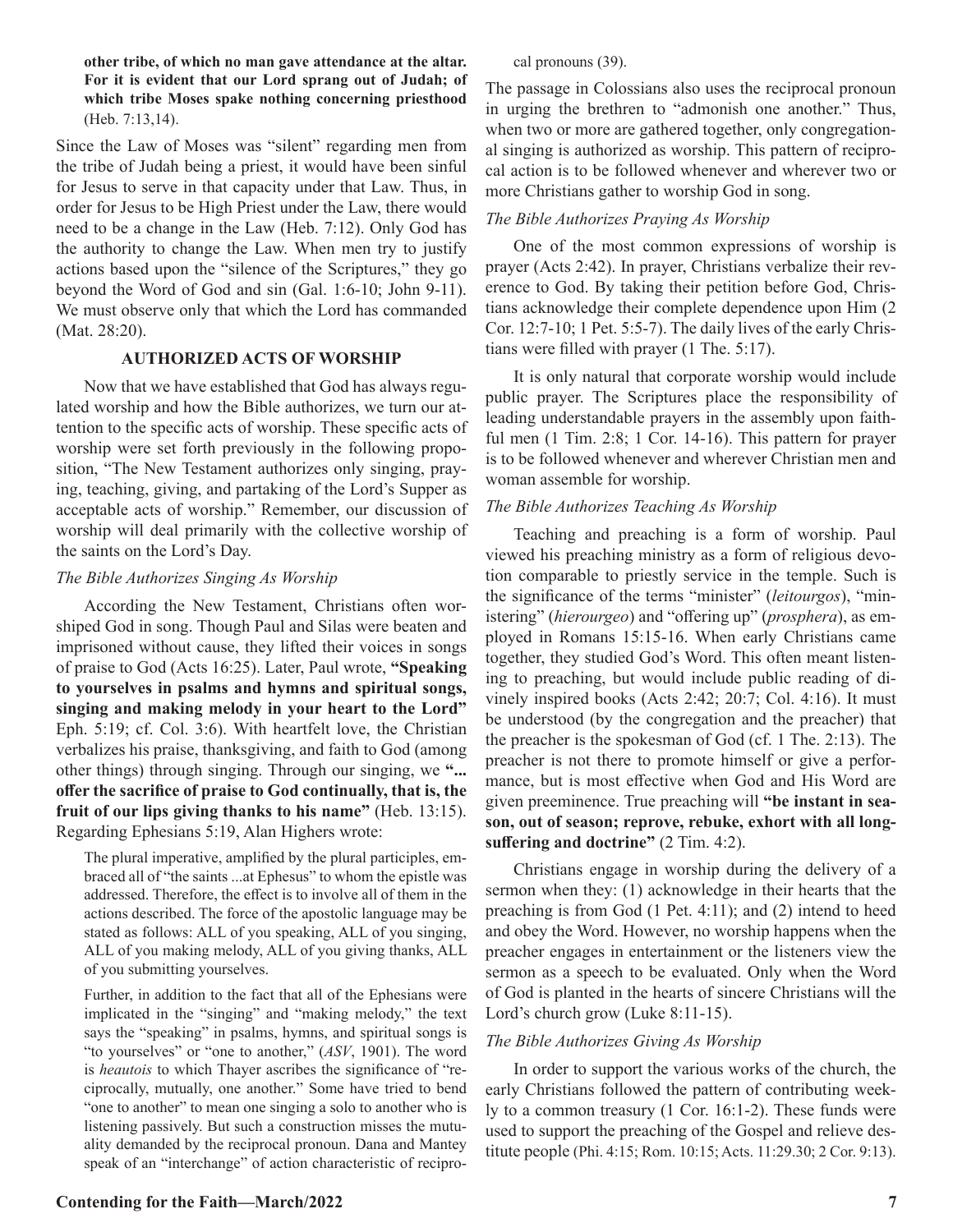**other tribe, of which no man gave attendance at the altar. For it is evident that our Lord sprang out of Judah; of which tribe Moses spake nothing concerning priesthood** (Heb. 7:13,14).

Since the Law of Moses was "silent" regarding men from the tribe of Judah being a priest, it would have been sinful for Jesus to serve in that capacity under that Law. Thus, in order for Jesus to be High Priest under the Law, there would need to be a change in the Law (Heb. 7:12). Only God has the authority to change the Law. When men try to justify actions based upon the "silence of the Scriptures," they go beyond the Word of God and sin (Gal. 1:6-10; John 9-11). We must observe only that which the Lord has commanded (Mat. 28:20).

## AUTHORIZED ACTS OF WORSHIP

Now that we have established that God has always regulated worship and how the Bible authorizes, we turn our attention to the specific acts of worship. These specific acts of worship were set forth previously in the following proposition, "The New Testament authorizes only singing, praying, teaching, giving, and partaking of the Lord's Supper as acceptable acts of worship." Remember, our discussion of worship will deal primarily with the collective worship of the saints on the Lord's Day.

### *The Bible Authorizes Singing As Worship*

According the New Testament, Christians often worshiped God in song. Though Paul and Silas were beaten and imprisoned without cause, they lifted their voices in songs of praise to God (Acts 16:25). Later, Paul wrote, **"Speaking to yourselves in psalms and hymns and spiritual songs, singing and making melody in your heart to the Lord"** Eph. 5:19; cf. Col. 3:6). With heartfelt love, the Christian verbalizes his praise, thanksgiving, and faith to God (among other things) through singing. Through our singing, we **"... offer the sacrifice of praise to God continually, that is, the fruit of our lips giving thanks to his name"** (Heb. 13:15). Regarding Ephesians 5:19, Alan Highers wrote:

> The plural imperative, amplified by the plural participles, embraced all of "the saints ...at Ephesus" to whom the epistle was addressed. Therefore, the effect is to involve all of them in the actions described. The force of the apostolic language may be stated as follows: ALL of you speaking, ALL of you singing, ALL of you making melody, ALL of you giving thanks, ALL of you submitting yourselves.
>
> Further, in addition to the fact that all of the Ephesians were implicated in the "singing" and "making melody," the text says the "speaking" in psalms, hymns, and spiritual songs is "to yourselves" or "one to another," (*ASV*, 1901). The word is *heautois* to which Thayer ascribes the significance of "reciprocally, mutually, one another." Some have tried to bend "one to another" to mean one singing a solo to another who is listening passively. But such a construction misses the mutuality demanded by the reciprocal pronoun. Dana and Mantey speak of an "interchange" of action characteristic of reciprocal pronouns (39).

The passage in Colossians also uses the reciprocal pronoun in urging the brethren to "admonish one another." Thus, when two or more are gathered together, only congregational singing is authorized as worship. This pattern of reciprocal action is to be followed whenever and wherever two or more Christians gather to worship God in song.

### *The Bible Authorizes Praying As Worship*

One of the most common expressions of worship is prayer (Acts 2:42). In prayer, Christians verbalize their reverence to God. By taking their petition before God, Christians acknowledge their complete dependence upon Him (2 Cor. 12:7-10; 1 Pet. 5:5-7). The daily lives of the early Christians were filled with prayer (1 The. 5:17).

It is only natural that corporate worship would include public prayer. The Scriptures place the responsibility of leading understandable prayers in the assembly upon faithful men (1 Tim. 2:8; 1 Cor. 14-16). This pattern for prayer is to be followed whenever and wherever Christian men and woman assemble for worship.

### *The Bible Authorizes Teaching As Worship*

Teaching and preaching is a form of worship. Paul viewed his preaching ministry as a form of religious devotion comparable to priestly service in the temple. Such is the significance of the terms "minister" (*leitourgos*), "ministering" (*hierourgeo*) and "offering up" (*prosphera*), as employed in Romans 15:15-16. When early Christians came together, they studied God's Word. This often meant listening to preaching, but would include public reading of divinely inspired books (Acts 2:42; 20:7; Col. 4:16). It must be understood (by the congregation and the preacher) that the preacher is the spokesman of God (cf. 1 The. 2:13). The preacher is not there to promote himself or give a performance, but is most effective when God and His Word are given preeminence. True preaching will **"be instant in season, out of season; reprove, rebuke, exhort with all longsuffering and doctrine"** (2 Tim. 4:2).

Christians engage in worship during the delivery of a sermon when they: (1) acknowledge in their hearts that the preaching is from God (1 Pet. 4:11); and (2) intend to heed and obey the Word. However, no worship happens when the preacher engages in entertainment or the listeners view the sermon as a speech to be evaluated. Only when the Word of God is planted in the hearts of sincere Christians will the Lord's church grow (Luke 8:11-15).

### *The Bible Authorizes Giving As Worship*

In order to support the various works of the church, the early Christians followed the pattern of contributing weekly to a common treasury (1 Cor. 16:1-2). These funds were used to support the preaching of the Gospel and relieve destitute people (Phi. 4:15; Rom. 10:15; Acts. 11:29.30; 2 Cor. 9:13).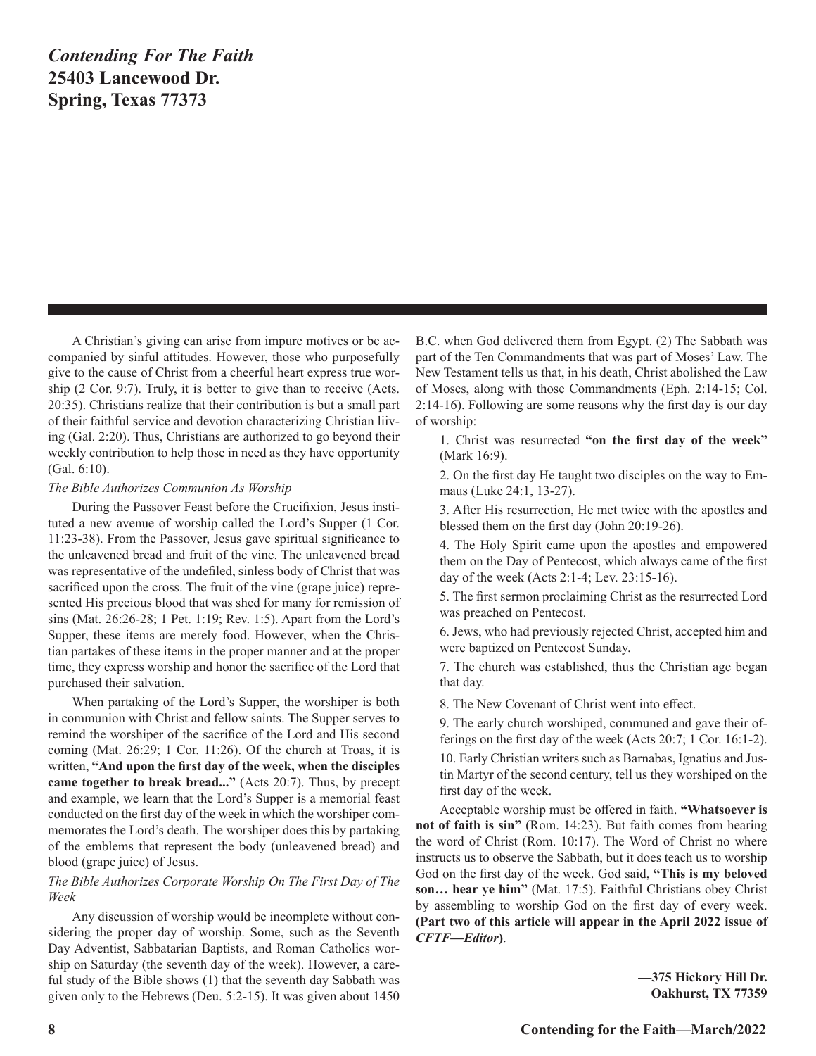*Contending For The Faith*
**25403 Lancewood Dr.**
**Spring, Texas 77373**

A Christian's giving can arise from impure motives or be accompanied by sinful attitudes. However, those who purposefully give to the cause of Christ from a cheerful heart express true worship (2 Cor. 9:7). Truly, it is better to give than to receive (Acts. 20:35). Christians realize that their contribution is but a small part of their faithful service and devotion characterizing Christian liiving (Gal. 2:20). Thus, Christians are authorized to go beyond their weekly contribution to help those in need as they have opportunity (Gal. 6:10).

*The Bible Authorizes Communion As Worship*

During the Passover Feast before the Crucifixion, Jesus instituted a new avenue of worship called the Lord's Supper (1 Cor. 11:23-38). From the Passover, Jesus gave spiritual significance to the unleavened bread and fruit of the vine. The unleavened bread was representative of the undefiled, sinless body of Christ that was sacrificed upon the cross. The fruit of the vine (grape juice) represented His precious blood that was shed for many for remission of sins (Mat. 26:26-28; 1 Pet. 1:19; Rev. 1:5). Apart from the Lord's Supper, these items are merely food. However, when the Christian partakes of these items in the proper manner and at the proper time, they express worship and honor the sacrifice of the Lord that purchased their salvation.

When partaking of the Lord's Supper, the worshiper is both in communion with Christ and fellow saints. The Supper serves to remind the worshiper of the sacrifice of the Lord and His second coming (Mat. 26:29; 1 Cor. 11:26). Of the church at Troas, it is written, **"And upon the first day of the week, when the disciples came together to break bread..."** (Acts 20:7). Thus, by precept and example, we learn that the Lord's Supper is a memorial feast conducted on the first day of the week in which the worshiper commemorates the Lord's death. The worshiper does this by partaking of the emblems that represent the body (unleavened bread) and blood (grape juice) of Jesus.

*The Bible Authorizes Corporate Worship On The First Day of The Week*

Any discussion of worship would be incomplete without considering the proper day of worship. Some, such as the Seventh Day Adventist, Sabbatarian Baptists, and Roman Catholics worship on Saturday (the seventh day of the week). However, a careful study of the Bible shows (1) that the seventh day Sabbath was given only to the Hebrews (Deu. 5:2-15). It was given about 1450 B.C. when God delivered them from Egypt. (2) The Sabbath was part of the Ten Commandments that was part of Moses' Law. The New Testament tells us that, in his death, Christ abolished the Law of Moses, along with those Commandments (Eph. 2:14-15; Col. 2:14-16). Following are some reasons why the first day is our day of worship:

1. Christ was resurrected **"on the first day of the week"** (Mark 16:9).
2. On the first day He taught two disciples on the way to Emmaus (Luke 24:1, 13-27).
3. After His resurrection, He met twice with the apostles and blessed them on the first day (John 20:19-26).
4. The Holy Spirit came upon the apostles and empowered them on the Day of Pentecost, which always came of the first day of the week (Acts 2:1-4; Lev. 23:15-16).
5. The first sermon proclaiming Christ as the resurrected Lord was preached on Pentecost.
6. Jews, who had previously rejected Christ, accepted him and were baptized on Pentecost Sunday.
7. The church was established, thus the Christian age began that day.
8. The New Covenant of Christ went into effect.
9. The early church worshiped, communed and gave their offerings on the first day of the week (Acts 20:7; 1 Cor. 16:1-2).
10. Early Christian writers such as Barnabas, Ignatius and Justin Martyr of the second century, tell us they worshiped on the first day of the week.

Acceptable worship must be offered in faith. **"Whatsoever is not of faith is sin"** (Rom. 14:23). But faith comes from hearing the word of Christ (Rom. 10:17). The Word of Christ no where instructs us to observe the Sabbath, but it does teach us to worship God on the first day of the week. God said, **"This is my beloved son… hear ye him"** (Mat. 17:5). Faithful Christians obey Christ by assembling to worship God on the first day of every week. **(Part two of this article will appear in the April 2022 issue of *CFTF—Editor*)**.

**—375 Hickory Hill Dr.**
**Oakhurst, TX 77359**